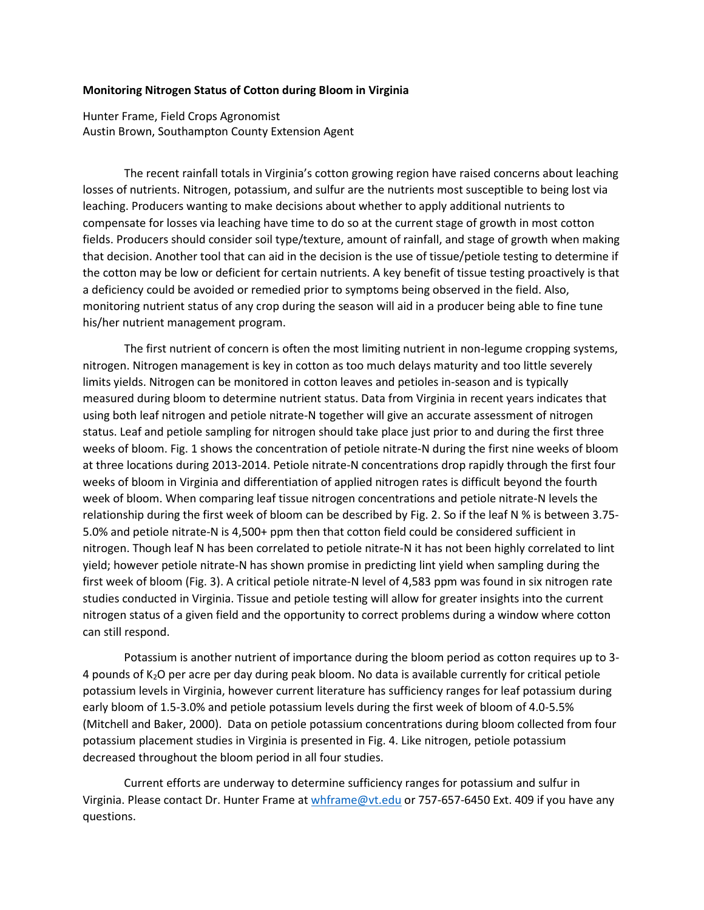# Monitoring Nitrogen Status of Cotton during Bloom in Virginia

Hunter Frame, Field Crops Agronomist
Austin Brown, Southampton County Extension Agent

The recent rainfall totals in Virginia's cotton growing region have raised concerns about leaching losses of nutrients. Nitrogen, potassium, and sulfur are the nutrients most susceptible to being lost via leaching. Producers wanting to make decisions about whether to apply additional nutrients to compensate for losses via leaching have time to do so at the current stage of growth in most cotton fields. Producers should consider soil type/texture, amount of rainfall, and stage of growth when making that decision. Another tool that can aid in the decision is the use of tissue/petiole testing to determine if the cotton may be low or deficient for certain nutrients. A key benefit of tissue testing proactively is that a deficiency could be avoided or remedied prior to symptoms being observed in the field. Also, monitoring nutrient status of any crop during the season will aid in a producer being able to fine tune his/her nutrient management program.

The first nutrient of concern is often the most limiting nutrient in non-legume cropping systems, nitrogen. Nitrogen management is key in cotton as too much delays maturity and too little severely limits yields. Nitrogen can be monitored in cotton leaves and petioles in-season and is typically measured during bloom to determine nutrient status. Data from Virginia in recent years indicates that using both leaf nitrogen and petiole nitrate-N together will give an accurate assessment of nitrogen status. Leaf and petiole sampling for nitrogen should take place just prior to and during the first three weeks of bloom. Fig. 1 shows the concentration of petiole nitrate-N during the first nine weeks of bloom at three locations during 2013-2014. Petiole nitrate-N concentrations drop rapidly through the first four weeks of bloom in Virginia and differentiation of applied nitrogen rates is difficult beyond the fourth week of bloom. When comparing leaf tissue nitrogen concentrations and petiole nitrate-N levels the relationship during the first week of bloom can be described by Fig. 2. So if the leaf N % is between 3.75-5.0% and petiole nitrate-N is 4,500+ ppm then that cotton field could be considered sufficient in nitrogen. Though leaf N has been correlated to petiole nitrate-N it has not been highly correlated to lint yield; however petiole nitrate-N has shown promise in predicting lint yield when sampling during the first week of bloom (Fig. 3). A critical petiole nitrate-N level of 4,583 ppm was found in six nitrogen rate studies conducted in Virginia. Tissue and petiole testing will allow for greater insights into the current nitrogen status of a given field and the opportunity to correct problems during a window where cotton can still respond.

Potassium is another nutrient of importance during the bloom period as cotton requires up to 3-4 pounds of $K_2O$ per acre per day during peak bloom. No data is available currently for critical petiole potassium levels in Virginia, however current literature has sufficiency ranges for leaf potassium during early bloom of 1.5-3.0% and petiole potassium levels during the first week of bloom of 4.0-5.5% (Mitchell and Baker, 2000). Data on petiole potassium concentrations during bloom collected from four potassium placement studies in Virginia is presented in Fig. 4. Like nitrogen, petiole potassium decreased throughout the bloom period in all four studies.

Current efforts are underway to determine sufficiency ranges for potassium and sulfur in Virginia. Please contact Dr. Hunter Frame at whframe@vt.edu or 757-657-6450 Ext. 409 if you have any questions.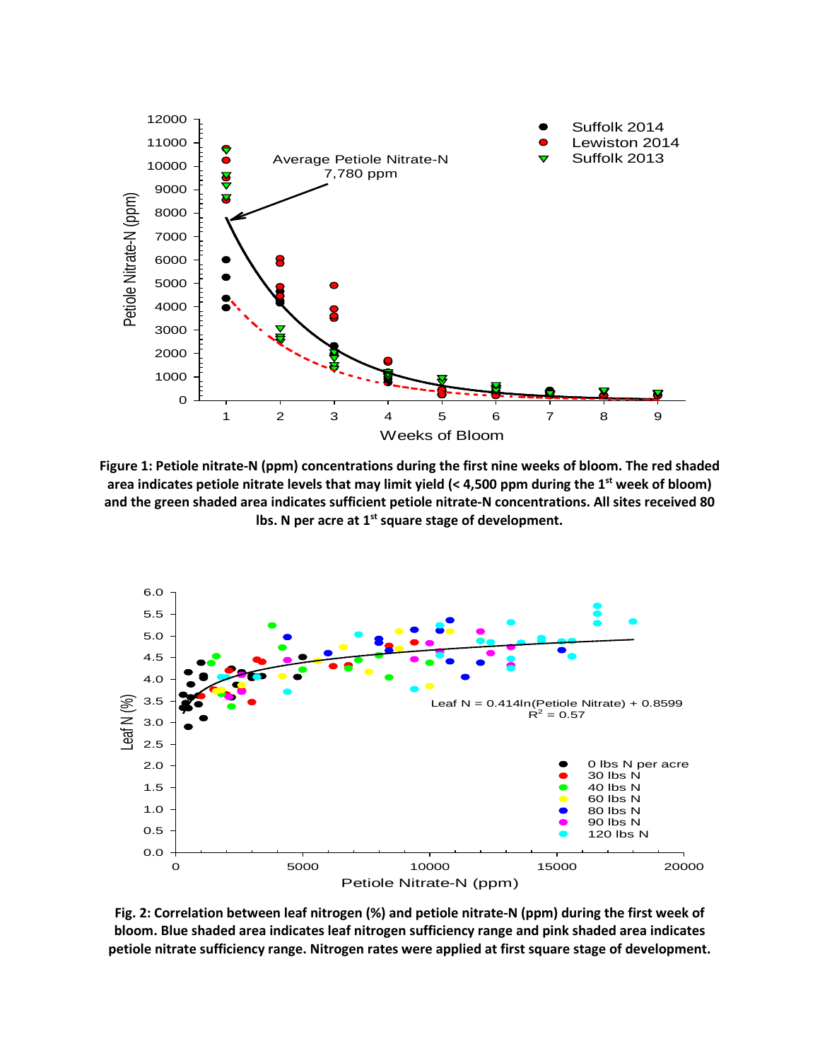**Figure 1: Petiole nitrate-N (ppm) concentrations during the first nine weeks of bloom. The red shaded area indicates petiole nitrate levels that may limit yield (< 4,500 ppm during the 1st week of bloom) and the green shaded area indicates sufficient petiole nitrate-N concentrations. All sites received 80 lbs. N per acre at 1st square stage of development.**

**Fig. 2: Correlation between leaf nitrogen (%) and petiole nitrate-N (ppm) during the first week of bloom. Blue shaded area indicates leaf nitrogen sufficiency range and pink shaded area indicates petiole nitrate sufficiency range. Nitrogen rates were applied at first square stage of development.**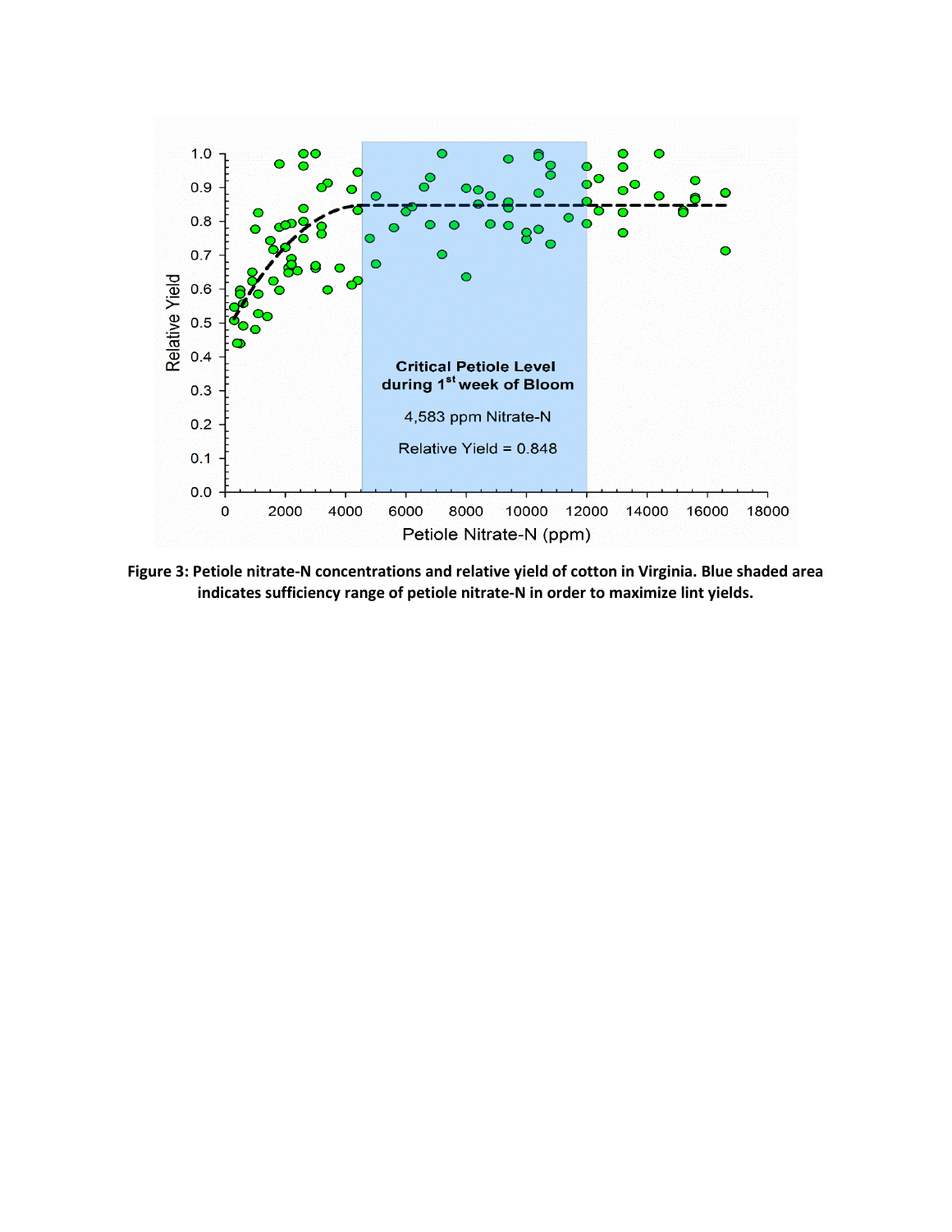**Figure 3: Petiole nitrate-N concentrations and relative yield of cotton in Virginia. Blue shaded area indicates sufficiency range of petiole nitrate-N in order to maximize lint yields.**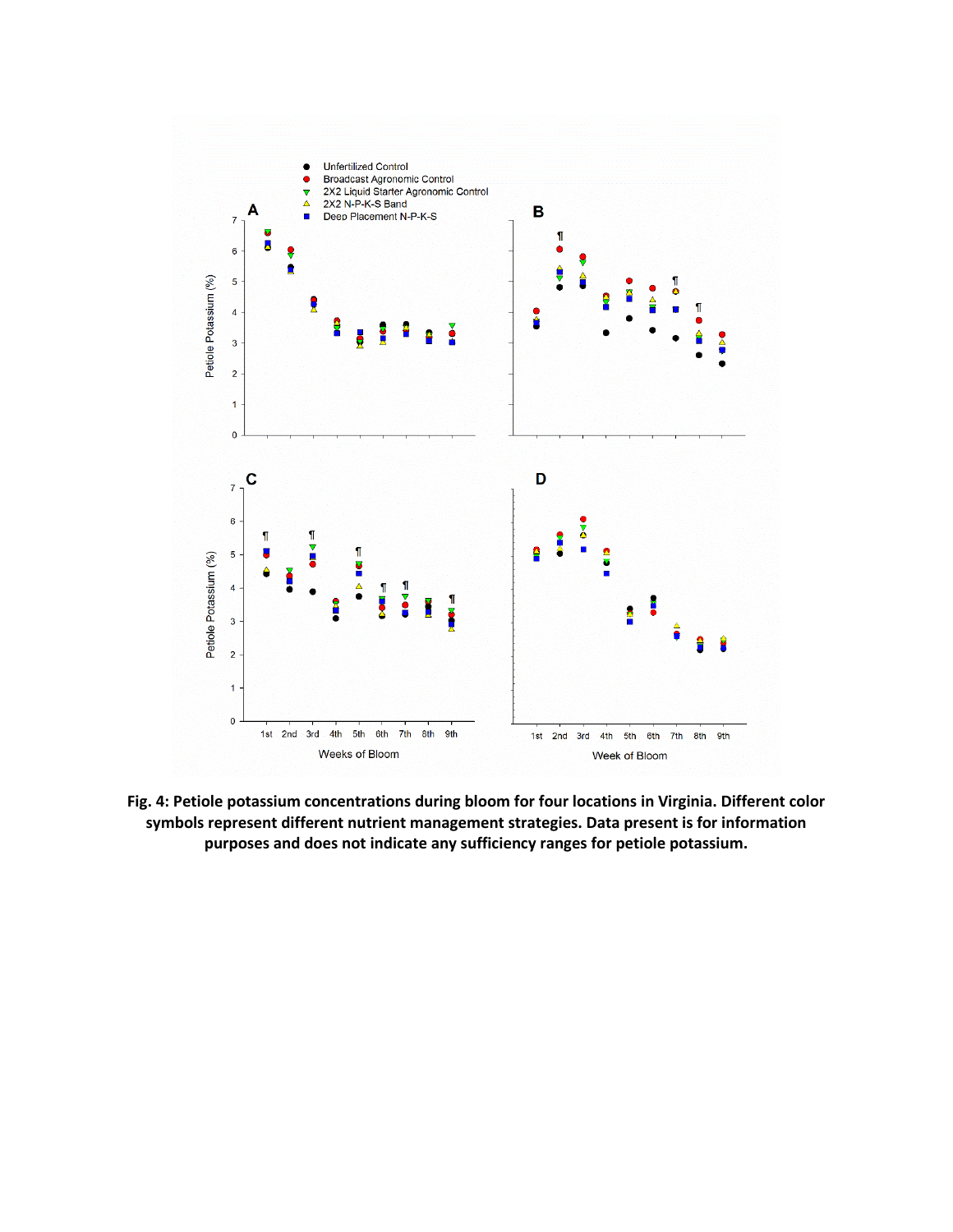Unfertilized Control
Broadcast Agronomic Control
2X2 Liquid Starter Agronomic Control
2X2 N-P-K-S Band
Deep Placement N-P-K-S

A

B

C

D

Petiole Potassium (%)

0
1
2
3
4
5
6
7

¶

1st 2nd 3rd 4th 5th 6th 7th 8th 9th

Weeks of Bloom

Week of Bloom

**Fig. 4: Petiole potassium concentrations during bloom for four locations in Virginia. Different color symbols represent different nutrient management strategies. Data present is for information purposes and does not indicate any sufficiency ranges for petiole potassium.**